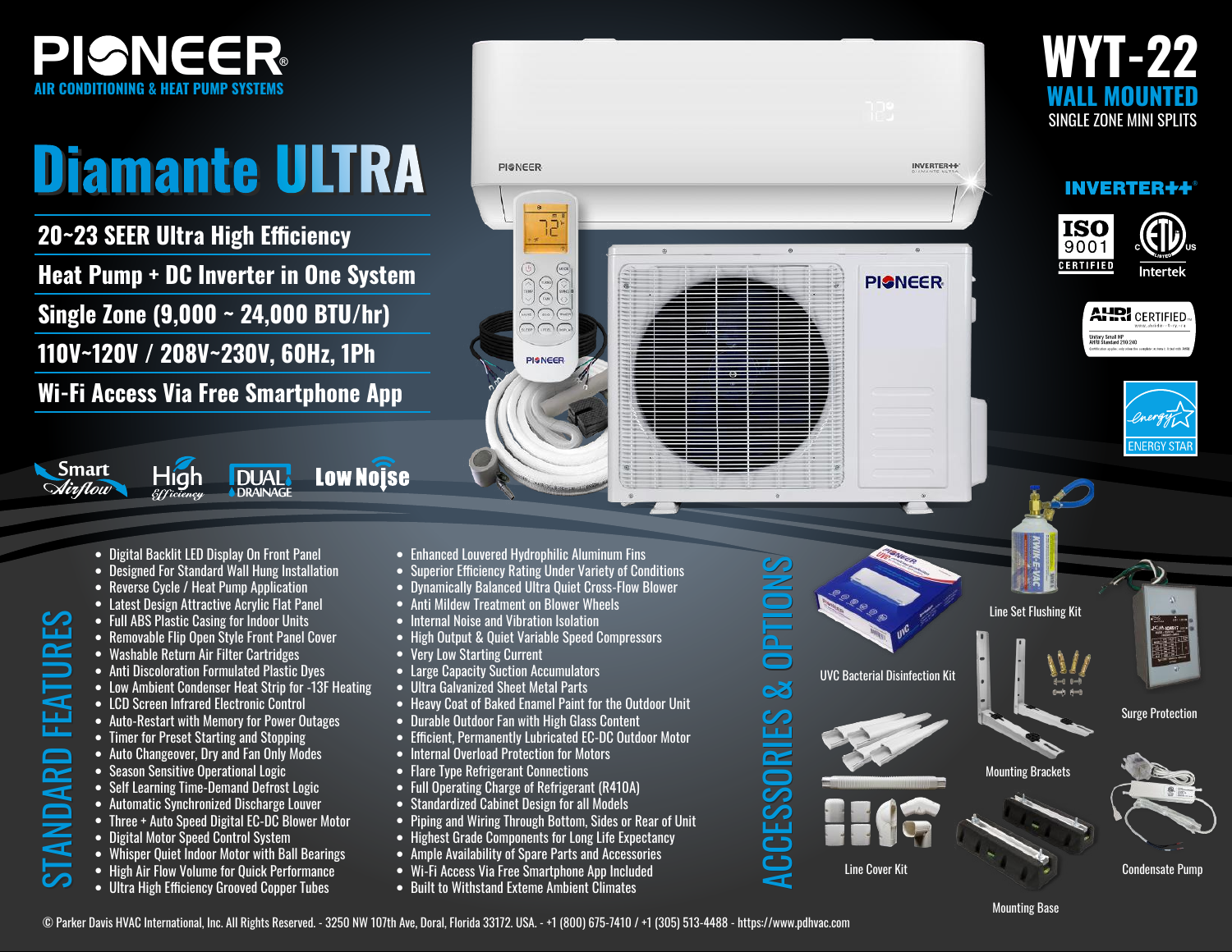# PIONEER®

AIR CONDITIONING & HEAT PUMP SYSTEMS

# Diamante ULTRA

**WYT-22**

**WALL MOUNTED**

SINGLE ZONE MINI SPLITS

INVERTER++®

- 20~23 SEER Ultra High Efficiency
- Heat Pump + DC Inverter in One System
- Single Zone (9,000 ~ 24,000 BTU/hr)
- 110V~120V / 208V~230V, 60Hz, 1Ph
- Wi-Fi Access Via Free Smartphone App

Smart Airflow · High Efficiency · DUAL DRAINAGE · Low Noise

ISO 9001 CERTIFIED · Intertek · AHRI CERTIFIED · ENERGY STAR

## STANDARD FEATURES

- Digital Backlit LED Display On Front Panel
- Designed For Standard Wall Hung Installation
- Reverse Cycle / Heat Pump Application
- Latest Design Attractive Acrylic Flat Panel
- Full ABS Plastic Casing for Indoor Units
- Removable Flip Open Style Front Panel Cover
- Washable Return Air Filter Cartridges
- Anti Discoloration Formulated Plastic Dyes
- Low Ambient Condenser Heat Strip for -13F Heating
- LCD Screen Infrared Electronic Control
- Auto-Restart with Memory for Power Outages
- Timer for Preset Starting and Stopping
- Auto Changeover, Dry and Fan Only Modes
- Season Sensitive Operational Logic
- Self Learning Time-Demand Defrost Logic
- Automatic Synchronized Discharge Louver
- Three + Auto Speed Digital EC-DC Blower Motor
- Digital Motor Speed Control System
- Whisper Quiet Indoor Motor with Ball Bearings
- High Air Flow Volume for Quick Performance
- Ultra High Efficiency Grooved Copper Tubes
- Enhanced Louvered Hydrophilic Aluminum Fins
- Superior Efficiency Rating Under Variety of Conditions
- Dynamically Balanced Ultra Quiet Cross-Flow Blower
- Anti Mildew Treatment on Blower Wheels
- Internal Noise and Vibration Isolation
- High Output & Quiet Variable Speed Compressors
- Very Low Starting Current
- Large Capacity Suction Accumulators
- Ultra Galvanized Sheet Metal Parts
- Heavy Coat of Baked Enamel Paint for the Outdoor Unit
- Durable Outdoor Fan with High Glass Content
- Efficient, Permanently Lubricated EC-DC Outdoor Motor
- Internal Overload Protection for Motors
- Flare Type Refrigerant Connections
- Full Operating Charge of Refrigerant (R410A)
- Standardized Cabinet Design for all Models
- Piping and Wiring Through Bottom, Sides or Rear of Unit
- Highest Grade Components for Long Life Expectancy
- Ample Availability of Spare Parts and Accessories
- Wi-Fi Access Via Free Smartphone App Included
- Built to Withstand Exteme Ambient Climates

## ACCESSORIES & OPTIONS

- UVC Bacterial Disinfection Kit
- Line Set Flushing Kit
- Surge Protection
- Mounting Brackets
- Line Cover Kit
- Condensate Pump
- Mounting Base

© Parker Davis HVAC International, Inc. All Rights Reserved. - 3250 NW 107th Ave, Doral, Florida 33172. USA. - +1 (800) 675-7410 / +1 (305) 513-4488 - https://www.pdhvac.com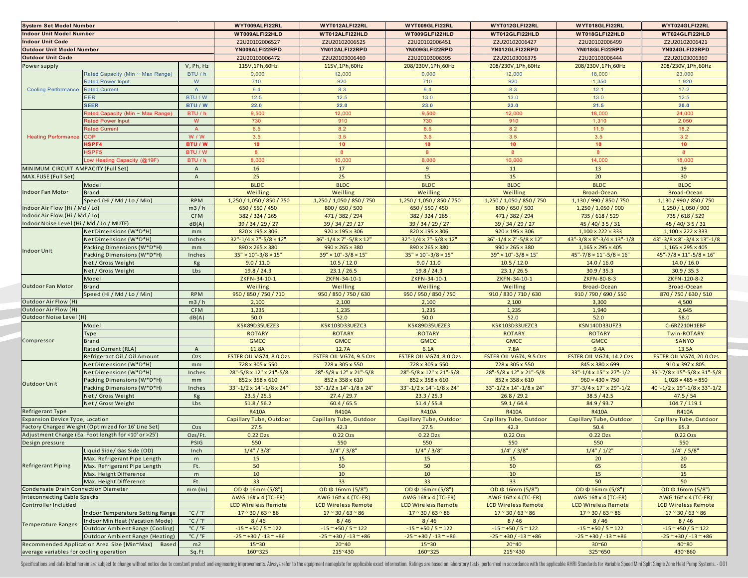| System Set Model Number | | | WYT009ALFI22RL | WYT012ALFI22RL | WYT009GLFI22RL | WYT012GLFI22RL | WYT018GLFI22RL | WYT024GLFI22RL |
|---|---|---|---|---|---|---|---|---|
| Indoor Unit Model Number | | | WT009ALFI22HLD | WT012ALFI22HLD | WT009GLFI22HLD | WT012GLFI22HLD | WT018GLFI22HLD | WT024GLFI22HLD |
| Indoor Unit Code | | | Z2U20102006527 | Z2U20102006525 | Z2U20102006451 | Z2U20102006427 | Z2U20102006499 | Z2U20102006421 |
| Outdoor Unit Model Number | | | YN009ALFI22RPD | YN012ALFI22RPD | YN009GLFI22RPD | YN012GLFI22RPD | YN018GLFI22RPD | YN024GLFI22RPD |
| Outdoor Unit Code | | | Z2U20103006472 | Z2U20103006469 | Z2U20103006395 | Z2U20103006375 | Z2U20103006444 | Z2U20103006369 |
| Power supply | | V, Ph, Hz | 115V,1Ph,60Hz | 115V,1Ph,60Hz | 208/230V,1Ph,60Hz | 208/230V,1Ph,60Hz | 208/230V,1Ph,60Hz | 208/230V,1Ph,60Hz |
| Cooling Performance | Rated Capacity (Min ~ Max Range) | BTU / h | 9,000 | 12,000 | 9,000 | 12,000 | 18,000 | 23,000 |
| | Rated Power Input | W | 710 | 920 | 710 | 920 | 1,350 | 1,920 |
| | Rated Current | A | 6.4 | 8.3 | 6.4 | 8.3 | 12.1 | 17.2 |
| | EER | BTU / W | 12.5 | 12.5 | 13.0 | 13.0 | 13.0 | 12.5 |
| | **SEER** | **BTU / W** | **22.0** | **22.0** | **23.0** | **23.0** | **21.5** | **20.0** |
| Heating Performance | Rated Capacity (Min ~ Max Range) | BTU / h | 9,500 | 12,000 | 9,500 | 12,000 | 18,000 | 24,000 |
| | Rated Power Input | W | 730 | 910 | 730 | 910 | 1,310 | 2,050 |
| | Rated Current | A | 6.5 | 8.2 | 6.5 | 8.2 | 11.9 | 18.2 |
| | COP | W / W | 3.5 | 3.5 | 3.5 | 3.5 | 3.5 | 3.2 |
| | **HSPF4** | **BTU / W** | **10** | **10** | **10** | **10** | **10** | **10** |
| | HSPF5 | BTU / W | 8 | 8 | 8 | 8 | 8 | 8 |
| | Low Heating Capacity (@19F) | BTU / h | 8,000 | 10,000 | 8,000 | 10,000 | 14,000 | 18,000 |
| MINIMUM CIRCUIT AMPACITY (Full Set) | | A | 16 | 17 | 9 | 11 | 13 | 19 |
| MAX.FUSE (Full Set) | | A | 25 | 25 | 15 | 15 | 20 | 30 |
| Indoor Fan Motor | Model | | BLDC | BLDC | BLDC | BLDC | BLDC | BLDC |
| | Brand | | Weilling | Weilling | Weilling | Weilling | Broad-Ocean | Broad-Ocean |
| | Speed (Hi / Md / Lo / Min) | RPM | 1,250 / 1,050 / 850 / 750 | 1,250 / 1,050 / 850 / 750 | 1,250 / 1,050 / 850 / 750 | 1,250 / 1,050 / 850 / 750 | 1,130 / 990 / 850 / 750 | 1,130 / 990 / 850 / 750 |
| Indoor Air Flow (Hi / Md / Lo) | | m3 / h | 650 / 550 / 450 | 800 / 650 / 500 | 650 / 550 / 450 | 800 / 650 / 500 | 1,250 / 1,050 / 900 | 1,250 / 1,050 / 900 |
| Indoor Air Flow (Hi / Md / Lo) | | CFM | 382 / 324 / 265 | 471 / 382 / 294 | 382 / 324 / 265 | 471 / 382 / 294 | 735 / 618 / 529 | 735 / 618 / 529 |
| Indoor Noise Level (Hi / Md / Lo / MUTE) | | dB(A) | 39 / 34 / 29 / 27 | 39 / 34 / 29 / 27 | 39 / 34 / 29 / 27 | 39 / 34 / 29 / 27 | 45 / 40 / 35 / 31 | 45 / 40 / 35 / 31 |
| Indoor Unit | Net Dimensions (W*D*H) | mm | 820 × 195 × 306 | 920 × 195 × 306 | 820 × 195 × 306 | 920 × 195 × 306 | 1,100 × 222 × 333 | 1,100 × 222 × 333 |
| | Net Dimensions (W*D*H) | Inches | 32"-1/4 × 7"-5/8 × 12" | 36"-1/4 × 7"-5/8 × 12" | 32"-1/4 × 7"-5/8 × 12" | 36"-1/4 × 7"-5/8 × 12" | 43"-3/8 × 8"-3/4 × 13"-1/8 | 43"-3/8 × 8"-3/4 × 13"-1/8 |
| | Packing Dimensions (W*D*H) | mm | 890 × 265 × 380 | 990 × 265 × 380 | 890 × 265 × 380 | 990 × 265 × 380 | 1,165 × 295 × 405 | 1,165 × 295 × 405 |
| | Packing Dimensions (W*D*H) | Inches | 35" × 10"-3/8 × 15" | 39" × 10"-3/8 × 15" | 35" × 10"-3/8 × 15" | 39" × 10"-3/8 × 15" | 45"-7/8 × 11"-5/8 × 16" | 45"-7/8 × 11"-5/8 × 16" |
| | Net / Gross Weight | Kg | 9.0 / 11.0 | 10.5 / 12.0 | 9.0 / 11.0 | 10.5 / 12.0 | 14.0 / 16.0 | 14.0 / 16.0 |
| | Net / Gross Weight | Lbs | 19.8 / 24.3 | 23.1 / 26.5 | 19.8 / 24.3 | 23.1 / 26.5 | 30.9 / 35.3 | 30.9 / 35.3 |
| Outdoor Fan Motor | Model | | ZKFN-34-10-1 | ZKFN-34-10-1 | ZKFN-34-10-1 | ZKFN-34-10-1 | ZKFN-80-8-3 | ZKFN-120-8-2 |
| | Brand | | Weilling | Weilling | Weilling | Weilling | Broad-Ocean | Broad-Ocean |
| | Speed (Hi / Md / Lo / Min) | RPM | 950 / 850 / 750 / 710 | 950 / 850 / 750 / 630 | 950 / 950 / 850 / 750 | 910 / 830 / 710 / 630 | 910 / 790 / 690 / 550 | 870 / 750 / 630 / 510 |
| Outdoor Air Flow (H) | | m3 / h | 2,100 | 2,100 | 2,100 | 2,100 | 3,300 | 4,500 |
| Outdoor Air Flow (H) | | CFM | 1,235 | 1,235 | 1,235 | 1,235 | 1,940 | 2,645 |
| Outdoor Noise Level (H) | | dB(A) | 50.0 | 52.0 | 50.0 | 52.0 | 52.0 | 58.0 |
| Compressor | Model | | KSK89D35UEZE3 | KSK103D33UEZC3 | KSK89D35UEZE3 | KSK103D33UEZC3 | KSN140D33UFZ3 | C-6RZ210H1EBF |
| | Type | | ROTARY | ROTARY | ROTARY | ROTARY | ROTARY | Twin-ROTARY |
| | Brand | | GMCC | GMCC | GMCC | GMCC | GMCC | SANYO |
| | Rated Current (RLA) | A | 11.8A | 12.7A | 6.1A | 7.8A | 9.4A | 13.5A |
| | Refrigerant Oil / Oil Amount | Ozs | ESTER OIL VG74, 8.0 Ozs | ESTER OIL VG74, 9.5 Ozs | ESTER OIL VG74, 8.0 Ozs | ESTER OIL VG74, 9.5 Ozs | ESTER OIL VG74, 14.2 Ozs | ESTER OIL VG74, 20.0 Ozs |
| Outdoor Unit | Net Dimensions (W*D*H) | mm | 728 x 305 x 550 | 728 x 305 x 550 | 728 x 305 x 550 | 728 x 305 x 550 | 845 × 380 × 699 | 910 x 397 x 805 |
| | Net Dimensions (W*D*H) | Inches | 28"-5/8 x 12" x 21"-5/8 | 28"-5/8 x 12" x 21"-5/8 | 28"-5/8 x 12" x 21"-5/8 | 28"-5/8 x 12" x 21"-5/8 | 33"-1/4 x 15" x 27"-1/2 | 35"-7/8 x 15"-5/8 x 31"-5/8 |
| | Packing Dimensions (W*D*H) | mm | 852 x 358 x 610 | 852 x 358 x 610 | 852 x 358 x 610 | 852 x 358 x 610 | 960 × 430 × 750 | 1,028 × 485 × 850 |
| | Packing Dimensions (W*D*H) | Inches | 33"-1/2 x 14"-1/8 x 24" | 33"-1/2 x 14"-1/8 x 24" | 33"-1/2 x 14"-1/8 x 24" | 33"-1/2 x 14"-1/8 x 24" | 37"-3/4 x 17" x 29"-1/2 | 40"-1/2 x 19"-1/8 x 33"-1/2 |
| | Net / Gross Weight | Kg | 23.5 / 25.5 | 27.4 / 29.7 | 23.3 / 25.3 | 26.8 / 29.2 | 38.5 / 42.5 | 47.5 / 54 |
| | Net / Gross Weight | Lbs | 51.8 / 56.2 | 60.4 / 65.5 | 51.4 / 55.8 | 59.1 / 64.4 | 84.9 / 93.7 | 104.7 / 119.1 |
| Refrigerant Type | | | R410A | R410A | R410A | R410A | R410A | R410A |
| Expansion Device Type, Location | | | Capillary Tube, Outdoor | Capillary Tube, Outdoor | Capillary Tube, Outdoor | Capillary Tube, Outdoor | Capillary Tube, Outdoor | Capillary Tube, Outdoor |
| Factory Charged Weight (Optimized for 16' Line Set) | | Ozs | 27.5 | 42.3 | 27.5 | 42.3 | 50.4 | 65.3 |
| Adjustment Charge (Ea. Foot length for <10' or >25') | | Ozs/Ft. | 0.22 Ozs | 0.22 Ozs | 0.22 Ozs | 0.22 Ozs | 0.22 Ozs | 0.22 Ozs |
| Design pressure | | PSIG | 550 | 550 | 550 | 550 | 550 | 550 |
| Refrigerant Piping | Liquid Side/ Gas Side (OD) | Inch | 1/4" / 3/8" | 1/4" / 3/8" | 1/4" / 3/8" | 1/4" / 3/8" | 1/4" / 1/2" | 1/4" / 5/8" |
| | Max. Refrigerant Pipe Length | m | 15 | 15 | 15 | 15 | 20 | 20 |
| | Max. Refrigerant Pipe Length | Ft. | 50 | 50 | 50 | 50 | 65 | 65 |
| | Max. Height Difference | m | 10 | 10 | 10 | 10 | 15 | 15 |
| | Max. Height Difference | Ft. | 33 | 33 | 33 | 33 | 50 | 50 |
| Condensate Drain Connection Diameter | | mm (In) | OD Φ 16mm (5/8") | OD Φ 16mm (5/8") | OD Φ 16mm (5/8") | OD Φ 16mm (5/8") | OD Φ 16mm (5/8") | OD Φ 16mm (5/8") |
| Inteconnecting Cable Specks | | | AWG 16# x 4 (TC-ER) | AWG 16# x 4 (TC-ER) | AWG 16# x 4 (TC-ER) | AWG 16# x 4 (TC-ER) | AWG 16# x 4 (TC-ER) | AWG 16# x 4 (TC-ER) |
| Contrroller Included | | | LCD Wireless Remote | LCD Wireless Remote | LCD Wireless Remote | LCD Wireless Remote | LCD Wireless Remote | LCD Wireless Remote |
| Temperature Ranges | Indoor Temperature Setting Range | °C / °F | 17 ~ 30 / 63 ~ 86 | 17 ~ 30 / 63 ~ 86 | 17 ~ 30 / 63 ~ 86 | 17 ~ 30 / 63 ~ 86 | 17 ~ 30 / 63 ~ 86 | 17 ~ 30 / 63 ~ 86 |
| | Indoor Min Heat (Vacation Mode) | °C / °F | 8 / 46 | 8 / 46 | 8 / 46 | 8 / 46 | 8 / 46 | 8 / 46 |
| | Outdoor Ambient Range (Cooling) | °C / °F | -15 ~ +50 / 5 ~ 122 | -15 ~ +50 / 5 ~ 122 | -15 ~ +50 / 5 ~ 122 | -15 ~ +50 / 5 ~ 122 | -15 ~ +50 / 5 ~ 122 | -15 ~ +50 / 5 ~ 122 |
| | Outdoor Ambient Range (Heating) | °C / °F | -25 ~ +30 / -13 ~ +86 | -25 ~ +30 / -13 ~ +86 | -25 ~ +30 / -13 ~ +86 | -25 ~ +30 / -13 ~ +86 | -25 ~ +30 / -13 ~ +86 | -25 ~ +30 / -13 ~ +86 |
| Recommended Application Area Size (Min~Max) Based | | m2 | 15~30 | 20~40 | 15~30 | 20~40 | 30~60 | 40~80 |
| average variables for cooling operation | | Sq.Ft | 160~325 | 215~430 | 160~325 | 215~430 | 325~650 | 430~860 |

Specifications and data listed herein are subject to change without notice due to constant product and engineering improvements. Always refer to the equipment nameplate for applicable exact information. Ratings are based on laboratory tests, performed in accordance with the applicable AHRI Standards for Variable Speed Mini Split Single Zone Heat Pump Systems. - 001